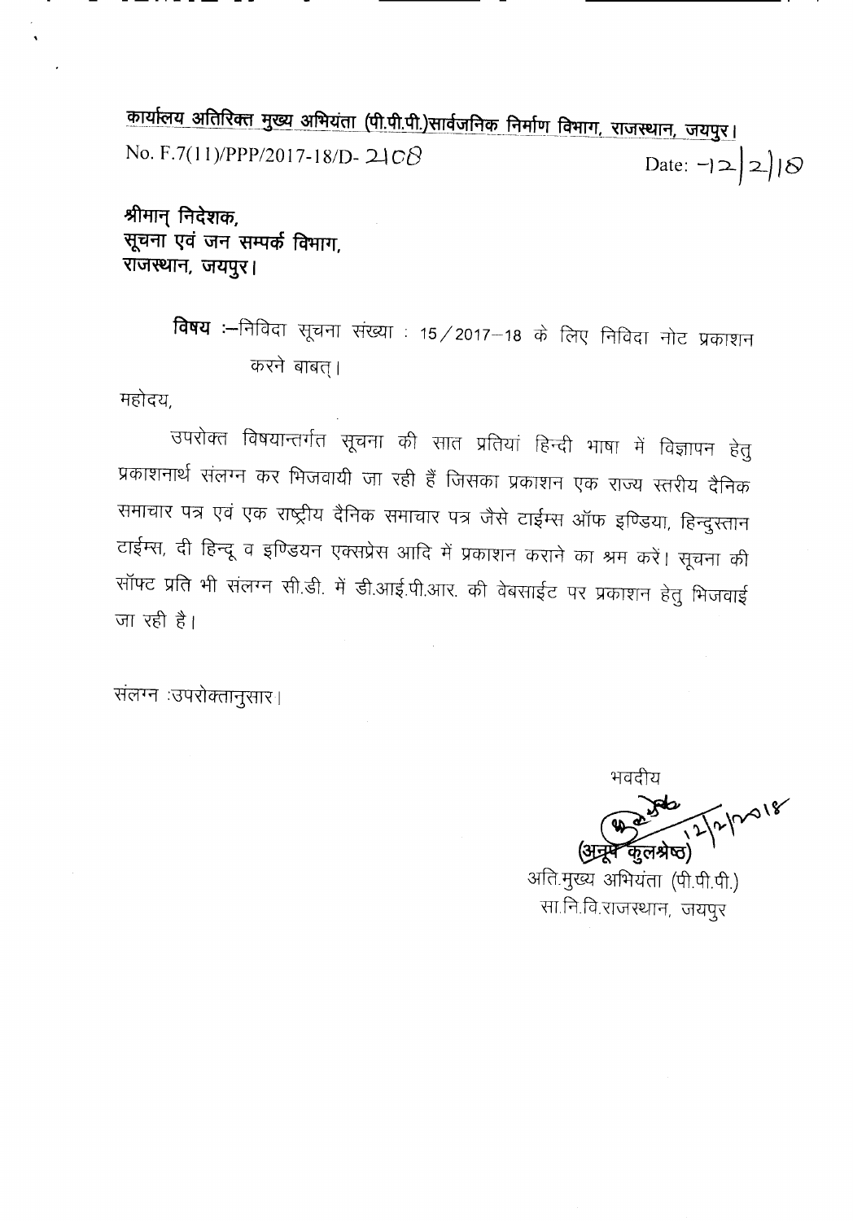**कार्यालय अतिरिक्त मुख्य अभियंता (पी.पी.पी.)सार्वजनिक निर्माण विभाग, राजस्थान, जयपुर।**

No. F.7(11)/PPP/2017-18/D- 2108 Date: 12/2/18

**श्रीमान् निदेशक,**
**सूचना एवं जन सम्पर्क विभाग,**
**राजस्थान, जयपुर।**

**विषय** :—निविदा सूचना संख्या : 15/2017—18 के लिए निविदा नोट प्रकाशन करने बाबत्।

महोदय,

उपरोक्त विषयान्तर्गत सूचना की सात प्रतियां हिन्दी भाषा में विज्ञापन हेतु प्रकाशनार्थ संलग्न कर भिजवायी जा रही हैं जिसका प्रकाशन एक राज्य स्तरीय दैनिक समाचार पत्र एवं एक राष्ट्रीय दैनिक समाचार पत्र जैसे टाईम्स ऑफ इण्डिया, हिन्दुस्तान टाईम्स, दी हिन्दू व इण्डियन एक्सप्रेस आदि में प्रकाशन कराने का श्रम करें। सूचना की सॉफ्ट प्रति भी संलग्न सी.डी. में डी.आई.पी.आर. की वेबसाईट पर प्रकाशन हेतु भिजवाई जा रही है।

संलग्न :उपरोक्तानुसार।

भवदीय

12/2/2018

(अनूप कुलश्रेष्ठ)
अति.मुख्य अभियंता (पी.पी.पी.)
सा.नि.वि.राजस्थान, जयपुर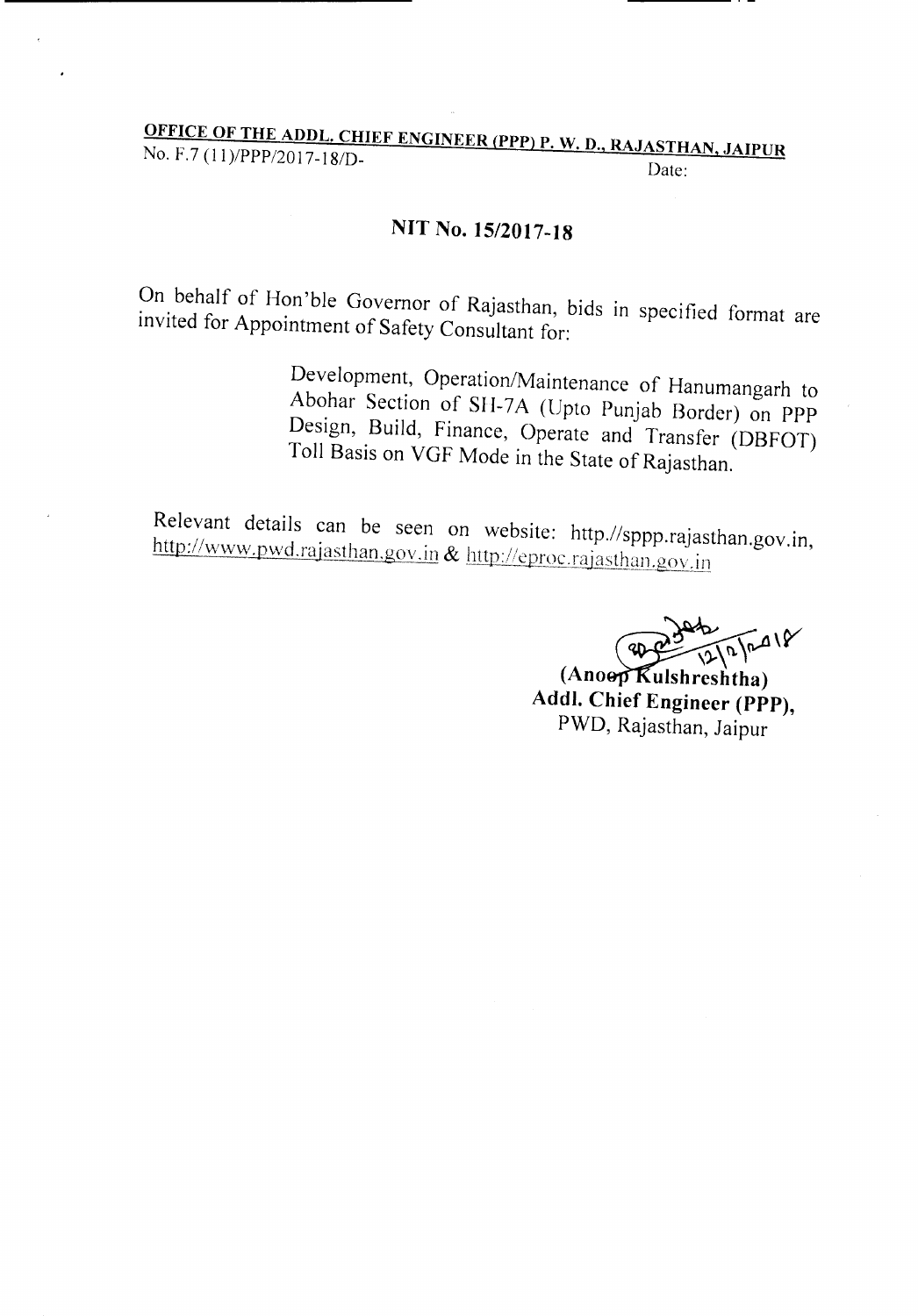**OFFICE OF THE ADDL. CHIEF ENGINEER (PPP) P. W. D., RAJASTHAN, JAIPUR**

No. F.7 (11)/PPP/2017-18/D- Date:

## NIT No. 15/2017-18

On behalf of Hon'ble Governor of Rajasthan, bids in specified format are invited for Appointment of Safety Consultant for:

> Development, Operation/Maintenance of Hanumangarh to Abohar Section of SH-7A (Upto Punjab Border) on PPP Design, Build, Finance, Operate and Transfer (DBFOT) Toll Basis on VGF Mode in the State of Rajasthan.

Relevant details can be seen on website: http.//sppp.rajasthan.gov.in, http://www.pwd.rajasthan.gov.in & http://eproc.rajasthan.gov.in

12/2/2018

**(Anoop Kulshreshtha)**
**Addl. Chief Engineer (PPP),**
PWD, Rajasthan, Jaipur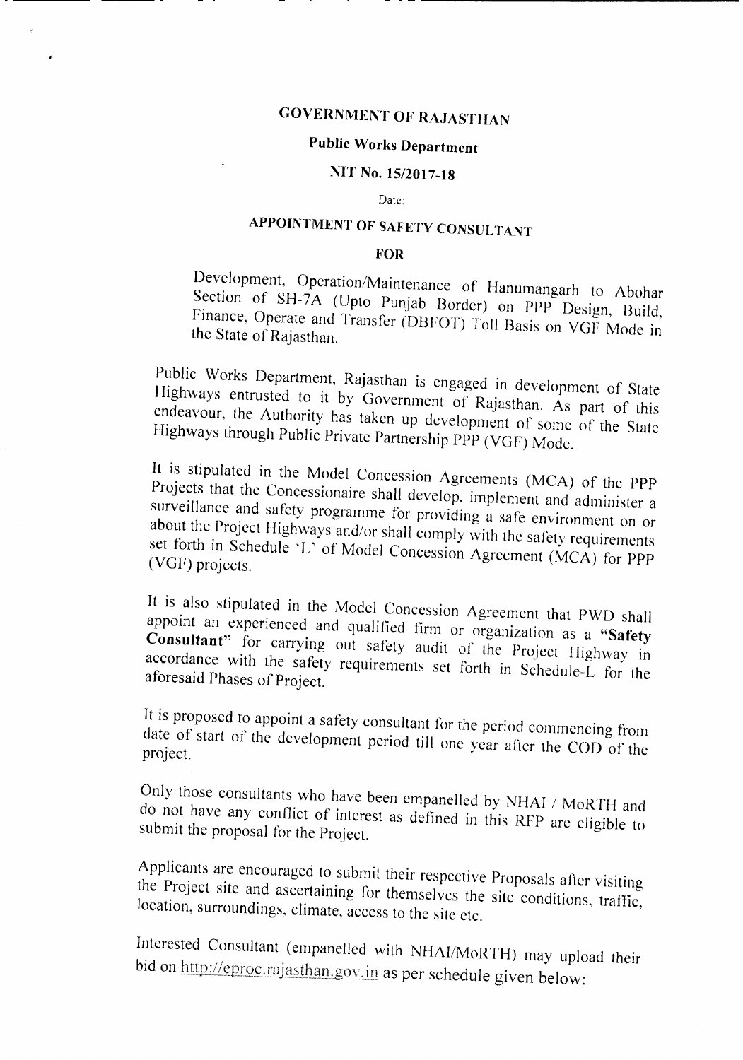# GOVERNMENT OF RAJASTHAN

## Public Works Department

### NIT No. 15/2017-18

Date:

## APPOINTMENT OF SAFETY CONSULTANT

### FOR

Development, Operation/Maintenance of Hanumangarh to Abohar Section of SH-7A (Upto Punjab Border) on PPP Design, Build, Finance, Operate and Transfer (DBFOT) Toll Basis on VGF Mode in the State of Rajasthan.

Public Works Department, Rajasthan is engaged in development of State Highways entrusted to it by Government of Rajasthan. As part of this endeavour, the Authority has taken up development of some of the State Highways through Public Private Partnership PPP (VGF) Mode.

It is stipulated in the Model Concession Agreements (MCA) of the PPP Projects that the Concessionaire shall develop, implement and administer a surveillance and safety programme for providing a safe environment on or about the Project Highways and/or shall comply with the safety requirements set forth in Schedule 'L' of Model Concession Agreement (MCA) for PPP (VGF) projects.

It is also stipulated in the Model Concession Agreement that PWD shall appoint an experienced and qualified firm or organization as a **"Safety Consultant"** for carrying out safety audit of the Project Highway in accordance with the safety requirements set forth in Schedule-L for the aforesaid Phases of Project.

It is proposed to appoint a safety consultant for the period commencing from date of start of the development period till one year after the COD of the project.

Only those consultants who have been empanelled by NHAI / MoRTH and do not have any conflict of interest as defined in this RFP are eligible to submit the proposal for the Project.

Applicants are encouraged to submit their respective Proposals after visiting the Project site and ascertaining for themselves the site conditions, traffic, location, surroundings, climate, access to the site etc.

Interested Consultant (empanelled with NHAI/MoRTH) may upload their bid on http://eproc.rajasthan.gov.in as per schedule given below: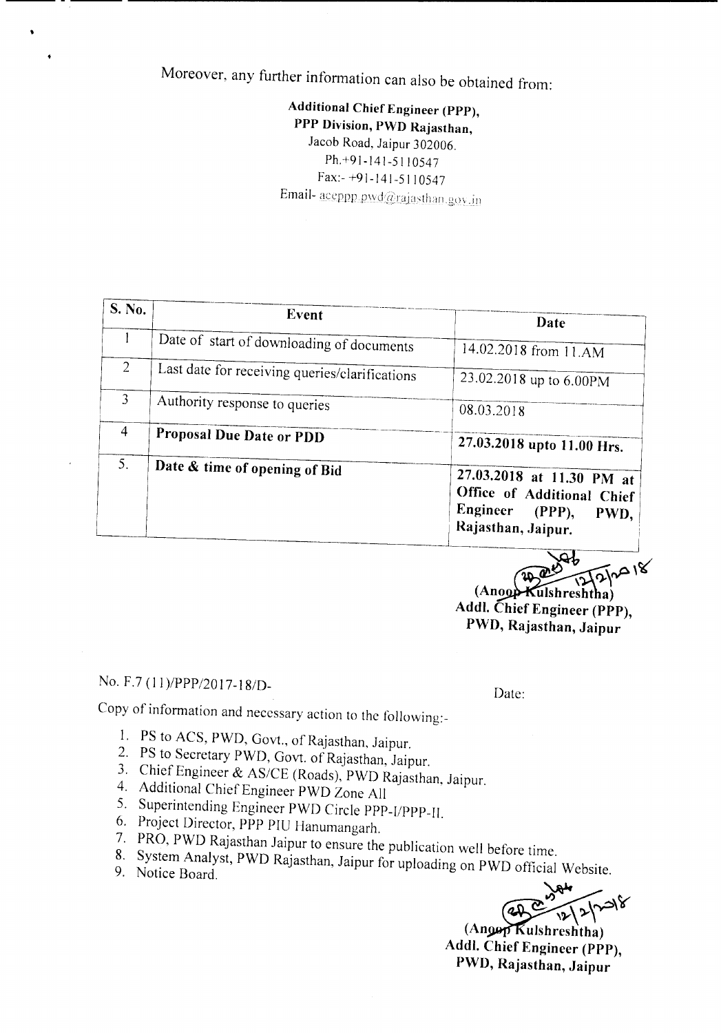Moreover, any further information can also be obtained from:

**Additional Chief Engineer (PPP),**
**PPP Division, PWD Rajasthan,**
Jacob Road, Jaipur 302006.
Ph.+91-141-5110547
Fax:- +91-141-5110547
Email- aceppp.pwd@rajasthan.gov.in

| S. No. | Event | Date |
|---|---|---|
| 1 | Date of start of downloading of documents | 14.02.2018 from 11.AM |
| 2 | Last date for receiving queries/clarifications | 23.02.2018 up to 6.00PM |
| 3 | Authority response to queries | 08.03.2018 |
| 4 | **Proposal Due Date or PDD** | **27.03.2018 upto 11.00 Hrs.** |
| 5. | **Date & time of opening of Bid** | **27.03.2018 at 11.30 PM at Office of Additional Chief Engineer (PPP), PWD, Rajasthan, Jaipur.** |

12/2/2018
**(Anoop Kulshreshtha)**
**Addl. Chief Engineer (PPP),**
**PWD, Rajasthan, Jaipur**

No. F.7 (11)/PPP/2017-18/D-

Date:

Copy of information and necessary action to the following:-

1. PS to ACS, PWD, Govt., of Rajasthan, Jaipur.
2. PS to Secretary PWD, Govt. of Rajasthan, Jaipur.
3. Chief Engineer & AS/CE (Roads), PWD Rajasthan, Jaipur.
4. Additional Chief Engineer PWD Zone All
5. Superintending Engineer PWD Circle PPP-I/PPP-II.
6. Project Director, PPP PIU Hanumangarh.
7. PRO, PWD Rajasthan Jaipur to ensure the publication well before time.
8. System Analyst, PWD Rajasthan, Jaipur for uploading on PWD official Website.
9. Notice Board.

12/2/2018
**(Anoop Kulshreshtha)**
**Addl. Chief Engineer (PPP),**
**PWD, Rajasthan, Jaipur**